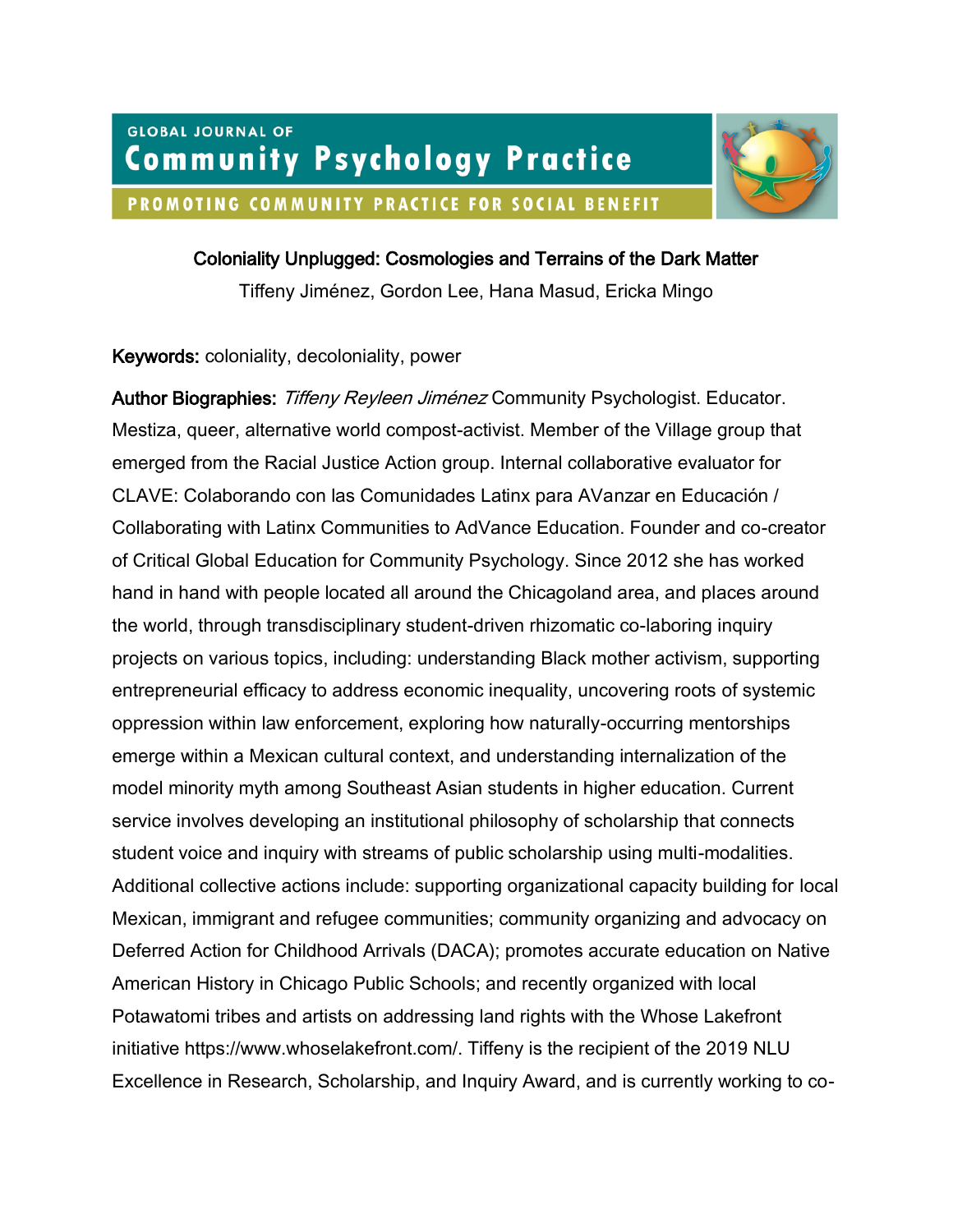# Coloniality Unplugged: Cosmologies and Terrains of the Dark Matter

Tiffeny Jiménez, Gordon Lee, Hana Masud, Ericka Mingo

**Keywords:** coloniality, decoloniality, power

**Author Biographies:** *Tiffeny Reyleen Jiménez* Community Psychologist. Educator. Mestiza, queer, alternative world compost-activist. Member of the Village group that emerged from the Racial Justice Action group. Internal collaborative evaluator for CLAVE: Colaborando con las Comunidades Latinx para AVanzar en Educación / Collaborating with Latinx Communities to AdVance Education. Founder and co-creator of Critical Global Education for Community Psychology. Since 2012 she has worked hand in hand with people located all around the Chicagoland area, and places around the world, through transdisciplinary student-driven rhizomatic co-laboring inquiry projects on various topics, including: understanding Black mother activism, supporting entrepreneurial efficacy to address economic inequality, uncovering roots of systemic oppression within law enforcement, exploring how naturally-occurring mentorships emerge within a Mexican cultural context, and understanding internalization of the model minority myth among Southeast Asian students in higher education. Current service involves developing an institutional philosophy of scholarship that connects student voice and inquiry with streams of public scholarship using multi-modalities. Additional collective actions include: supporting organizational capacity building for local Mexican, immigrant and refugee communities; community organizing and advocacy on Deferred Action for Childhood Arrivals (DACA); promotes accurate education on Native American History in Chicago Public Schools; and recently organized with local Potawatomi tribes and artists on addressing land rights with the Whose Lakefront initiative https://www.whoselakefront.com/. Tiffeny is the recipient of the 2019 NLU Excellence in Research, Scholarship, and Inquiry Award, and is currently working to co-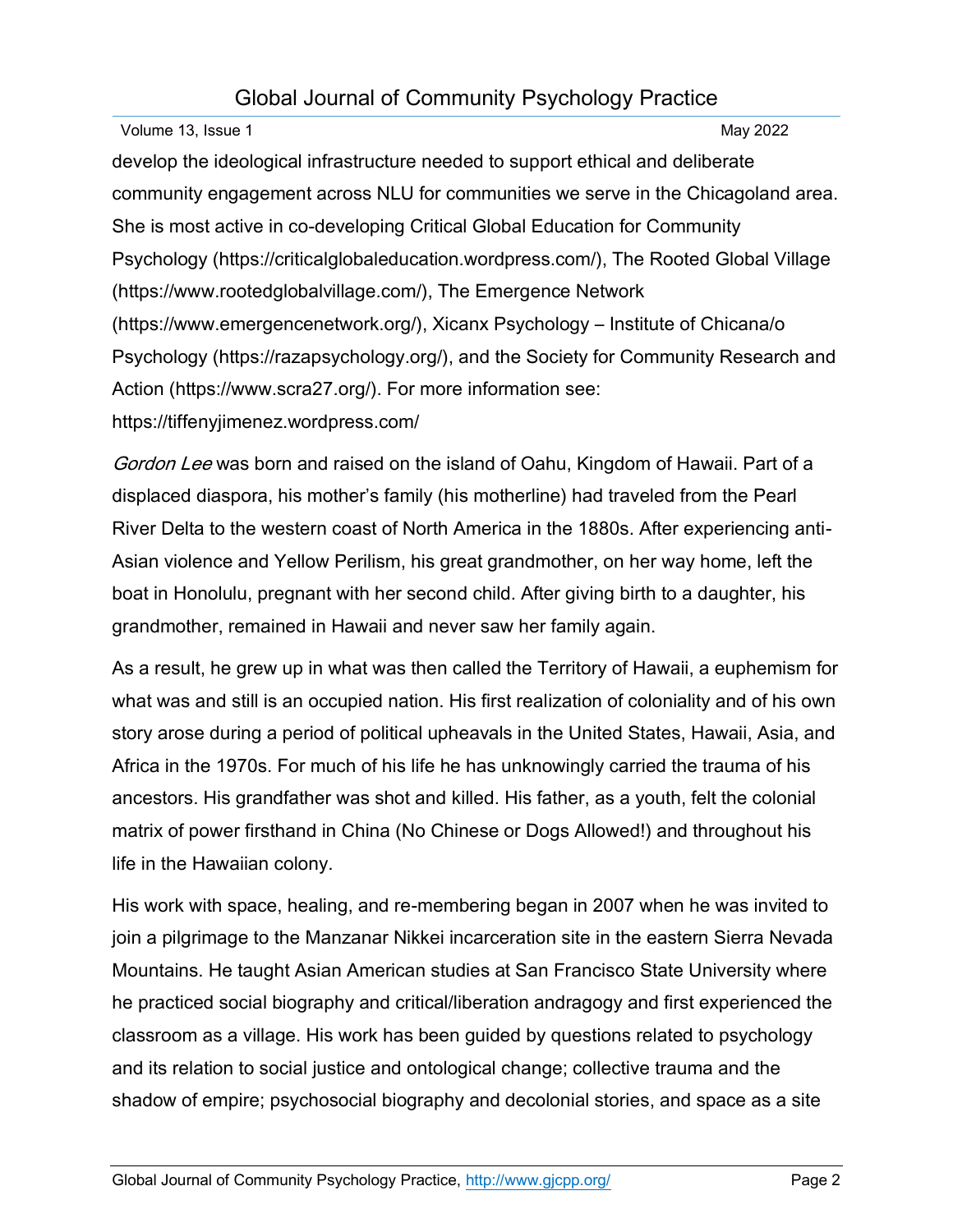develop the ideological infrastructure needed to support ethical and deliberate community engagement across NLU for communities we serve in the Chicagoland area. She is most active in co-developing Critical Global Education for Community Psychology (https://criticalglobaleducation.wordpress.com/), The Rooted Global Village (https://www.rootedglobalvillage.com/), The Emergence Network (https://www.emergencenetwork.org/), Xicanx Psychology – Institute of Chicana/o Psychology (https://razapsychology.org/), and the Society for Community Research and Action (https://www.scra27.org/). For more information see: https://tiffenyjimenez.wordpress.com/

*Gordon Lee* was born and raised on the island of Oahu, Kingdom of Hawaii. Part of a displaced diaspora, his mother's family (his motherline) had traveled from the Pearl River Delta to the western coast of North America in the 1880s. After experiencing anti-Asian violence and Yellow Perilism, his great grandmother, on her way home, left the boat in Honolulu, pregnant with her second child. After giving birth to a daughter, his grandmother, remained in Hawaii and never saw her family again.

As a result, he grew up in what was then called the Territory of Hawaii, a euphemism for what was and still is an occupied nation. His first realization of coloniality and of his own story arose during a period of political upheavals in the United States, Hawaii, Asia, and Africa in the 1970s. For much of his life he has unknowingly carried the trauma of his ancestors. His grandfather was shot and killed. His father, as a youth, felt the colonial matrix of power firsthand in China (No Chinese or Dogs Allowed!) and throughout his life in the Hawaiian colony.

His work with space, healing, and re-membering began in 2007 when he was invited to join a pilgrimage to the Manzanar Nikkei incarceration site in the eastern Sierra Nevada Mountains. He taught Asian American studies at San Francisco State University where he practiced social biography and critical/liberation andragogy and first experienced the classroom as a village. His work has been guided by questions related to psychology and its relation to social justice and ontological change; collective trauma and the shadow of empire; psychosocial biography and decolonial stories, and space as a site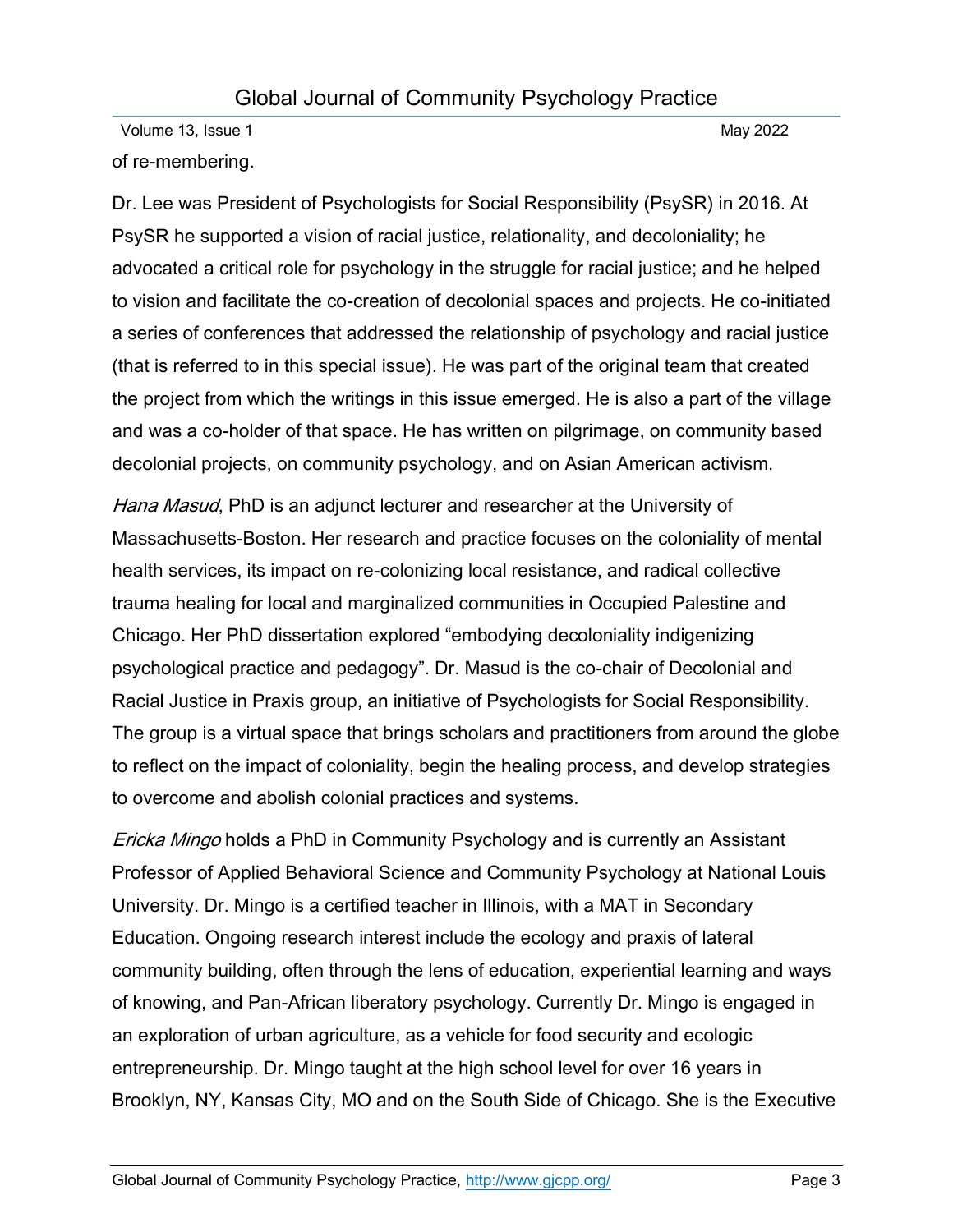of re-membering.

Dr. Lee was President of Psychologists for Social Responsibility (PsySR) in 2016. At PsySR he supported a vision of racial justice, relationality, and decoloniality; he advocated a critical role for psychology in the struggle for racial justice; and he helped to vision and facilitate the co-creation of decolonial spaces and projects. He co-initiated a series of conferences that addressed the relationship of psychology and racial justice (that is referred to in this special issue). He was part of the original team that created the project from which the writings in this issue emerged. He is also a part of the village and was a co-holder of that space. He has written on pilgrimage, on community based decolonial projects, on community psychology, and on Asian American activism.

*Hana Masud*, PhD is an adjunct lecturer and researcher at the University of Massachusetts-Boston. Her research and practice focuses on the coloniality of mental health services, its impact on re-colonizing local resistance, and radical collective trauma healing for local and marginalized communities in Occupied Palestine and Chicago. Her PhD dissertation explored "embodying decoloniality indigenizing psychological practice and pedagogy". Dr. Masud is the co-chair of Decolonial and Racial Justice in Praxis group, an initiative of Psychologists for Social Responsibility. The group is a virtual space that brings scholars and practitioners from around the globe to reflect on the impact of coloniality, begin the healing process, and develop strategies to overcome and abolish colonial practices and systems.

*Ericka Mingo* holds a PhD in Community Psychology and is currently an Assistant Professor of Applied Behavioral Science and Community Psychology at National Louis University. Dr. Mingo is a certified teacher in Illinois, with a MAT in Secondary Education. Ongoing research interest include the ecology and praxis of lateral community building, often through the lens of education, experiential learning and ways of knowing, and Pan-African liberatory psychology. Currently Dr. Mingo is engaged in an exploration of urban agriculture, as a vehicle for food security and ecologic entrepreneurship. Dr. Mingo taught at the high school level for over 16 years in Brooklyn, NY, Kansas City, MO and on the South Side of Chicago. She is the Executive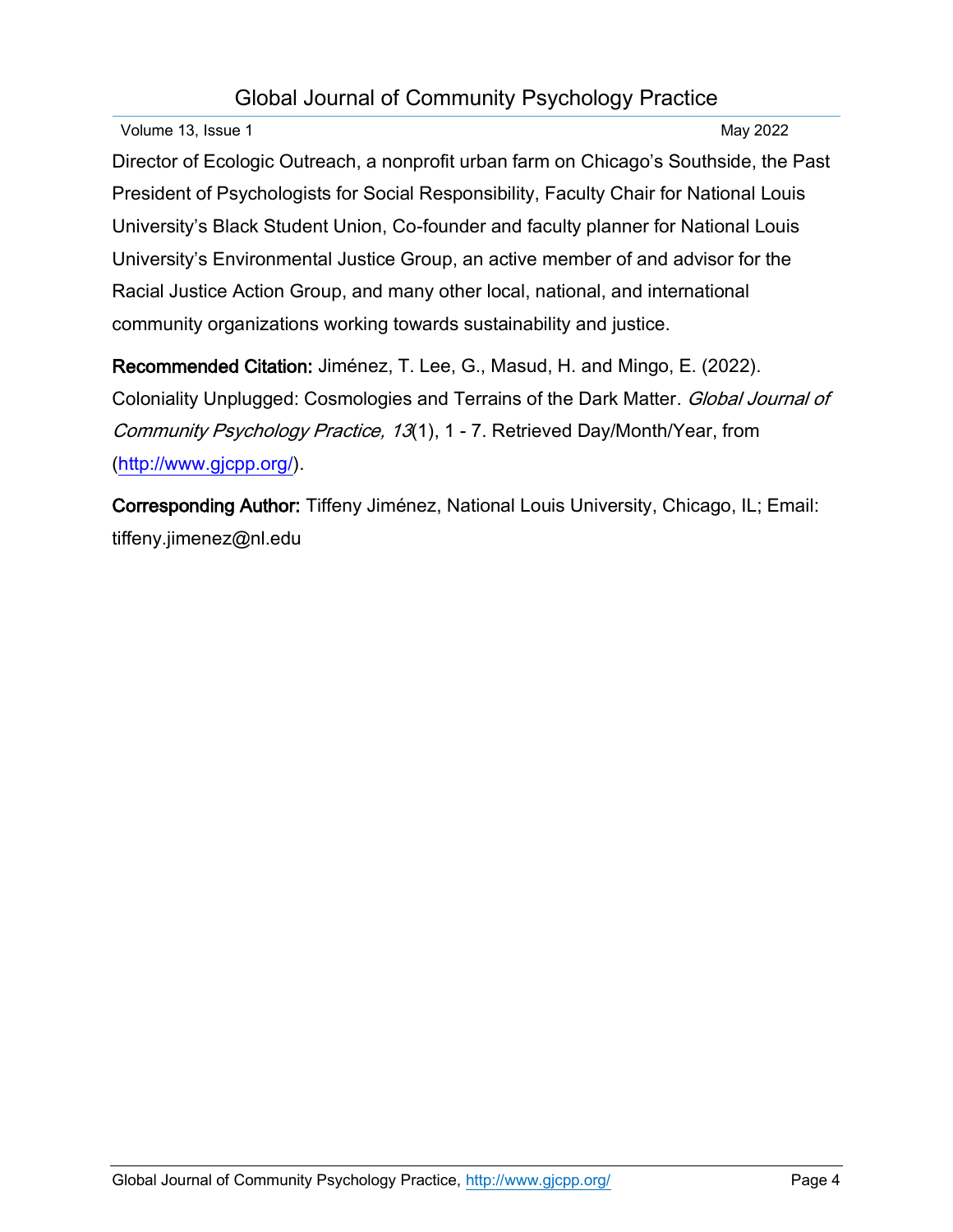Director of Ecologic Outreach, a nonprofit urban farm on Chicago's Southside, the Past President of Psychologists for Social Responsibility, Faculty Chair for National Louis University's Black Student Union, Co-founder and faculty planner for National Louis University's Environmental Justice Group, an active member of and advisor for the Racial Justice Action Group, and many other local, national, and international community organizations working towards sustainability and justice.

**Recommended Citation:** Jiménez, T. Lee, G., Masud, H. and Mingo, E. (2022). Coloniality Unplugged: Cosmologies and Terrains of the Dark Matter. *Global Journal of Community Psychology Practice, 13*(1), 1 - 7. Retrieved Day/Month/Year, from (http://www.gjcpp.org/).

**Corresponding Author:** Tiffeny Jiménez, National Louis University, Chicago, IL; Email: tiffeny.jimenez@nl.edu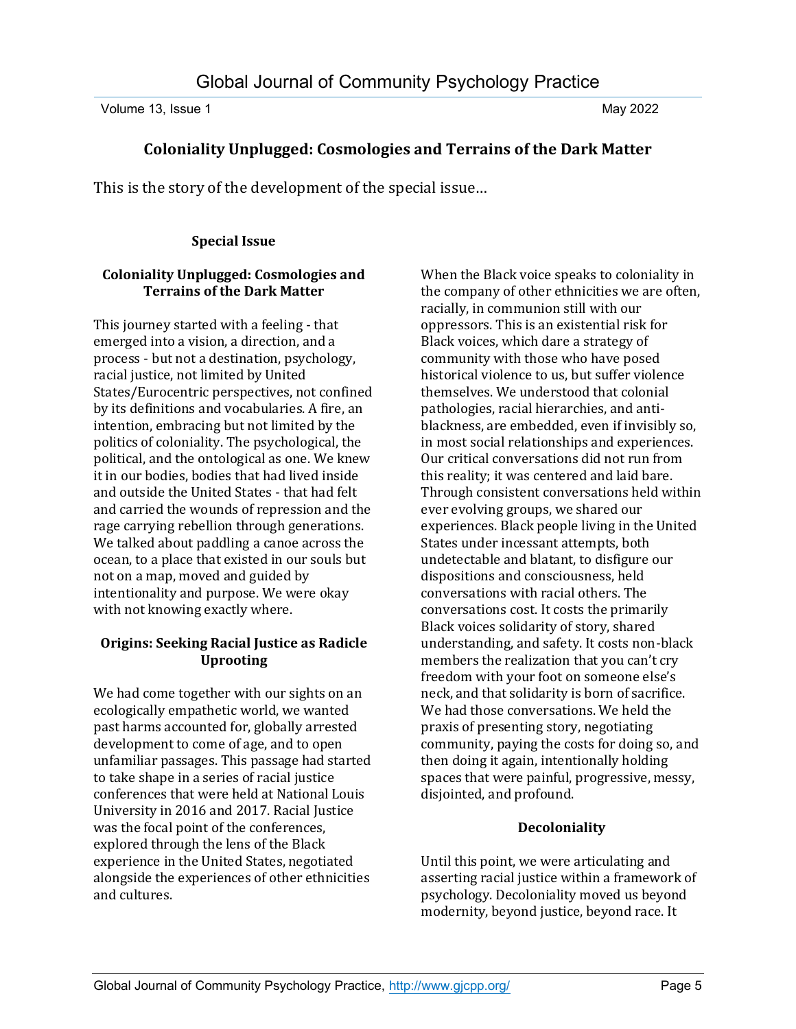## Coloniality Unplugged: Cosmologies and Terrains of the Dark Matter

This is the story of the development of the special issue…

### Special Issue

#### Coloniality Unplugged: Cosmologies and Terrains of the Dark Matter

This journey started with a feeling - that emerged into a vision, a direction, and a process - but not a destination, psychology, racial justice, not limited by United States/Eurocentric perspectives, not confined by its definitions and vocabularies. A fire, an intention, embracing but not limited by the politics of coloniality. The psychological, the political, and the ontological as one. We knew it in our bodies, bodies that had lived inside and outside the United States - that had felt and carried the wounds of repression and the rage carrying rebellion through generations. We talked about paddling a canoe across the ocean, to a place that existed in our souls but not on a map, moved and guided by intentionality and purpose. We were okay with not knowing exactly where.

#### Origins: Seeking Racial Justice as Radicle Uprooting

We had come together with our sights on an ecologically empathetic world, we wanted past harms accounted for, globally arrested development to come of age, and to open unfamiliar passages. This passage had started to take shape in a series of racial justice conferences that were held at National Louis University in 2016 and 2017. Racial Justice was the focal point of the conferences, explored through the lens of the Black experience in the United States, negotiated alongside the experiences of other ethnicities and cultures.

When the Black voice speaks to coloniality in the company of other ethnicities we are often, racially, in communion still with our oppressors. This is an existential risk for Black voices, which dare a strategy of community with those who have posed historical violence to us, but suffer violence themselves. We understood that colonial pathologies, racial hierarchies, and anti-blackness, are embedded, even if invisibly so, in most social relationships and experiences. Our critical conversations did not run from this reality; it was centered and laid bare. Through consistent conversations held within ever evolving groups, we shared our experiences. Black people living in the United States under incessant attempts, both undetectable and blatant, to disfigure our dispositions and consciousness, held conversations with racial others. The conversations cost. It costs the primarily Black voices solidarity of story, shared understanding, and safety. It costs non-black members the realization that you can't cry freedom with your foot on someone else's neck, and that solidarity is born of sacrifice. We had those conversations. We held the praxis of presenting story, negotiating community, paying the costs for doing so, and then doing it again, intentionally holding spaces that were painful, progressive, messy, disjointed, and profound.

#### Decoloniality

Until this point, we were articulating and asserting racial justice within a framework of psychology. Decoloniality moved us beyond modernity, beyond justice, beyond race. It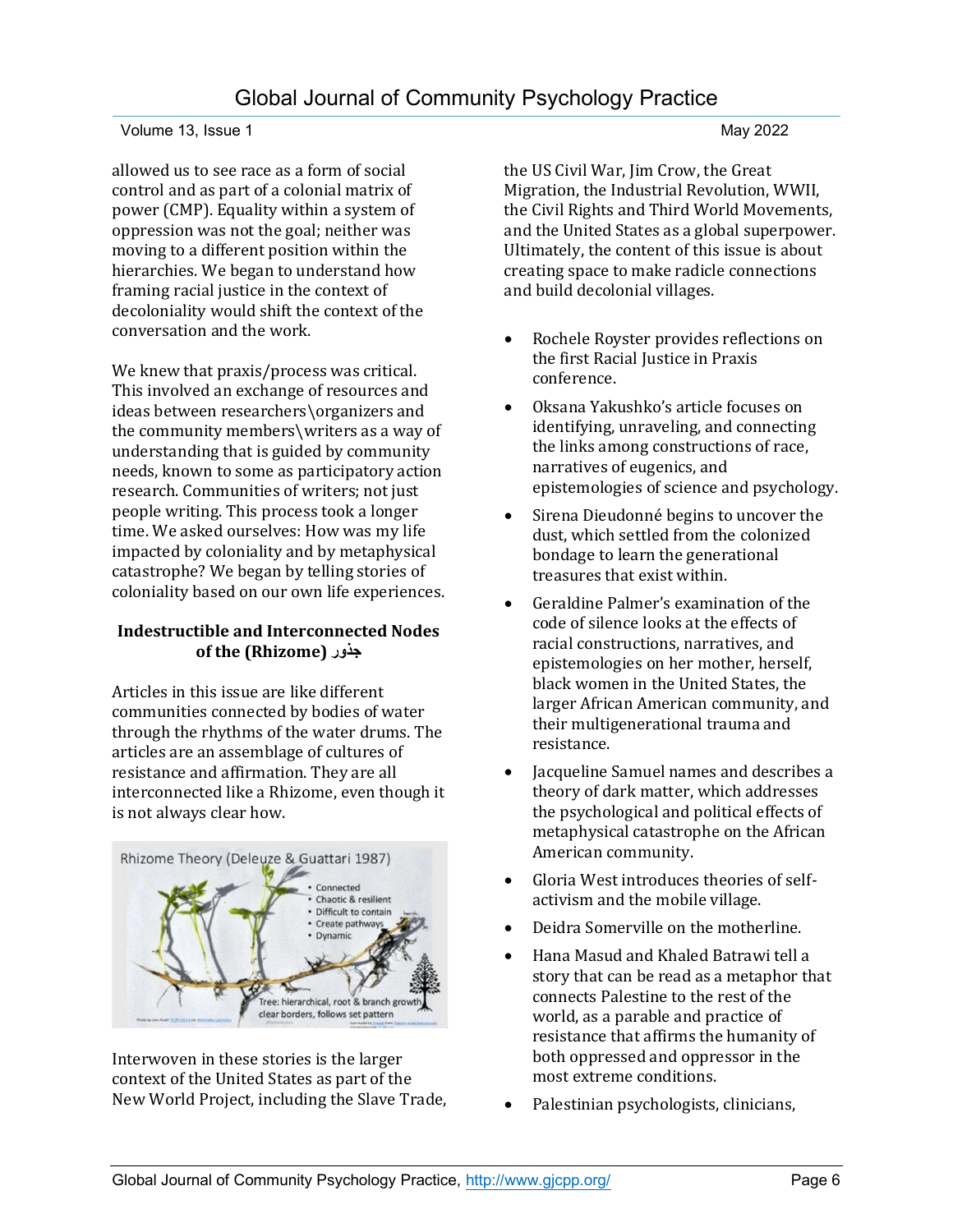allowed us to see race as a form of social control and as part of a colonial matrix of power (CMP). Equality within a system of oppression was not the goal; neither was moving to a different position within the hierarchies. We began to understand how framing racial justice in the context of decoloniality would shift the context of the conversation and the work.

We knew that praxis/process was critical. This involved an exchange of resources and ideas between researchers\organizers and the community members\writers as a way of understanding that is guided by community needs, known to some as participatory action research. Communities of writers; not just people writing. This process took a longer time. We asked ourselves: How was my life impacted by coloniality and by metaphysical catastrophe? We began by telling stories of coloniality based on our own life experiences.

### Indestructible and Interconnected Nodes of the (Rhizome) جذور

Articles in this issue are like different communities connected by bodies of water through the rhythms of the water drums. The articles are an assemblage of cultures of resistance and affirmation. They are all interconnected like a Rhizome, even though it is not always clear how.

Interwoven in these stories is the larger context of the United States as part of the New World Project, including the Slave Trade, the US Civil War, Jim Crow, the Great Migration, the Industrial Revolution, WWII, the Civil Rights and Third World Movements, and the United States as a global superpower. Ultimately, the content of this issue is about creating space to make radicle connections and build decolonial villages.

- Rochele Royster provides reflections on the first Racial Justice in Praxis conference.
- Oksana Yakushko's article focuses on identifying, unraveling, and connecting the links among constructions of race, narratives of eugenics, and epistemologies of science and psychology.
- Sirena Dieudonné begins to uncover the dust, which settled from the colonized bondage to learn the generational treasures that exist within.
- Geraldine Palmer's examination of the code of silence looks at the effects of racial constructions, narratives, and epistemologies on her mother, herself, black women in the United States, the larger African American community, and their multigenerational trauma and resistance.
- Jacqueline Samuel names and describes a theory of dark matter, which addresses the psychological and political effects of metaphysical catastrophe on the African American community.
- Gloria West introduces theories of self-activism and the mobile village.
- Deidra Somerville on the motherline.
- Hana Masud and Khaled Batrawi tell a story that can be read as a metaphor that connects Palestine to the rest of the world, as a parable and practice of resistance that affirms the humanity of both oppressed and oppressor in the most extreme conditions.
- Palestinian psychologists, clinicians,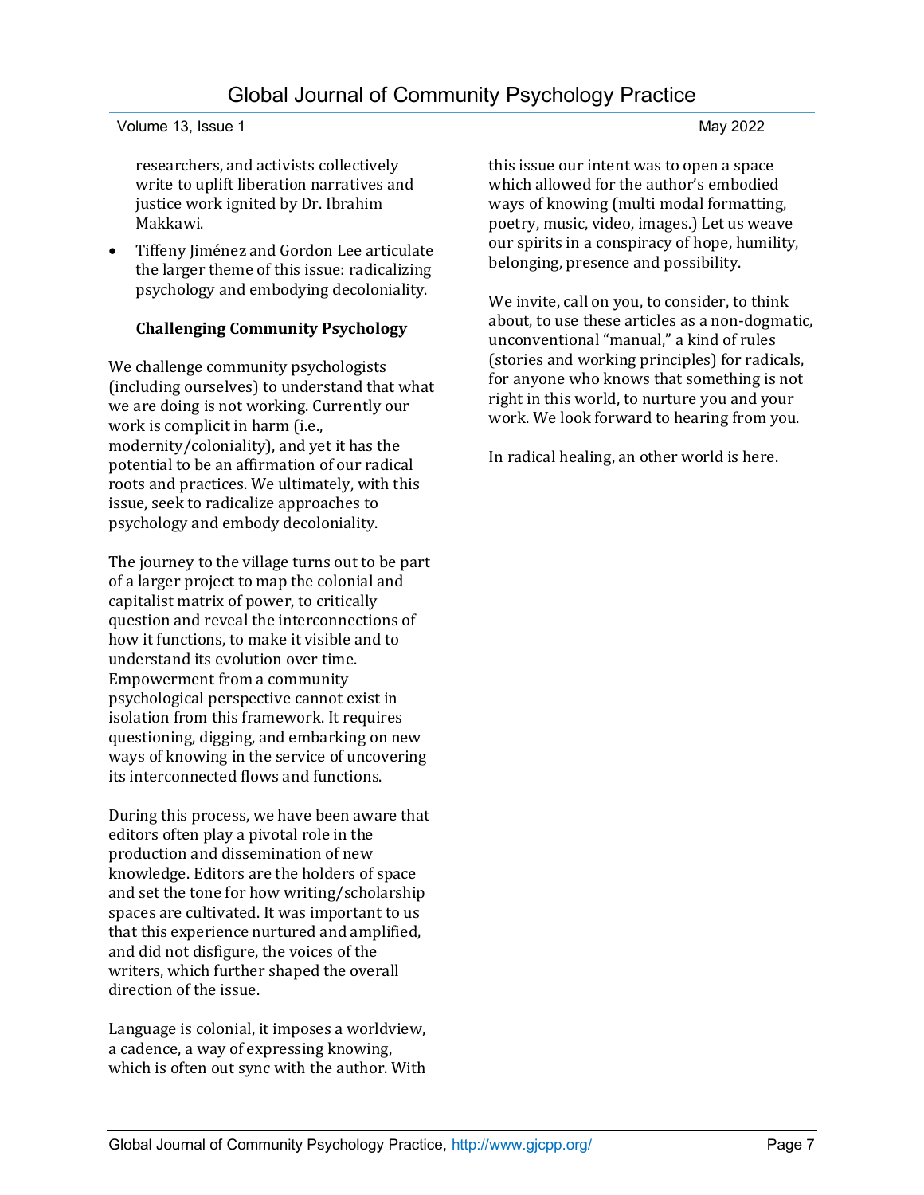researchers, and activists collectively write to uplift liberation narratives and justice work ignited by Dr. Ibrahim Makkawi.

- Tiffeny Jiménez and Gordon Lee articulate the larger theme of this issue: radicalizing psychology and embodying decoloniality.

### Challenging Community Psychology

We challenge community psychologists (including ourselves) to understand that what we are doing is not working. Currently our work is complicit in harm (i.e., modernity/coloniality), and yet it has the potential to be an affirmation of our radical roots and practices. We ultimately, with this issue, seek to radicalize approaches to psychology and embody decoloniality.

The journey to the village turns out to be part of a larger project to map the colonial and capitalist matrix of power, to critically question and reveal the interconnections of how it functions, to make it visible and to understand its evolution over time. Empowerment from a community psychological perspective cannot exist in isolation from this framework. It requires questioning, digging, and embarking on new ways of knowing in the service of uncovering its interconnected flows and functions.

During this process, we have been aware that editors often play a pivotal role in the production and dissemination of new knowledge. Editors are the holders of space and set the tone for how writing/scholarship spaces are cultivated. It was important to us that this experience nurtured and amplified, and did not disfigure, the voices of the writers, which further shaped the overall direction of the issue.

Language is colonial, it imposes a worldview, a cadence, a way of expressing knowing, which is often out sync with the author. With this issue our intent was to open a space which allowed for the author's embodied ways of knowing (multi modal formatting, poetry, music, video, images.) Let us weave our spirits in a conspiracy of hope, humility, belonging, presence and possibility.

We invite, call on you, to consider, to think about, to use these articles as a non-dogmatic, unconventional "manual," a kind of rules (stories and working principles) for radicals, for anyone who knows that something is not right in this world, to nurture you and your work. We look forward to hearing from you.

In radical healing, an other world is here.